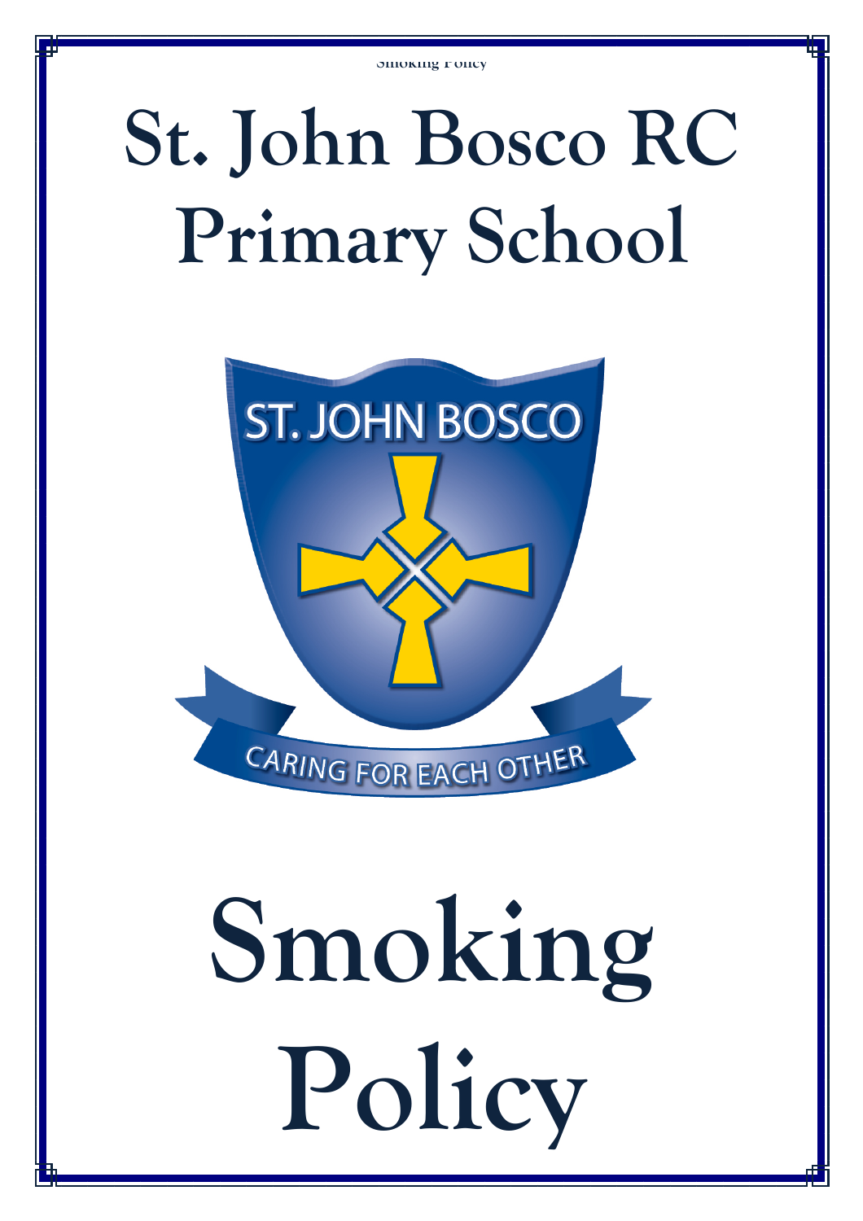# St. John Bosco RC Primary School

ST. JOHN BOSCO

CARING FOR EACH OTHER

# Smoking Policy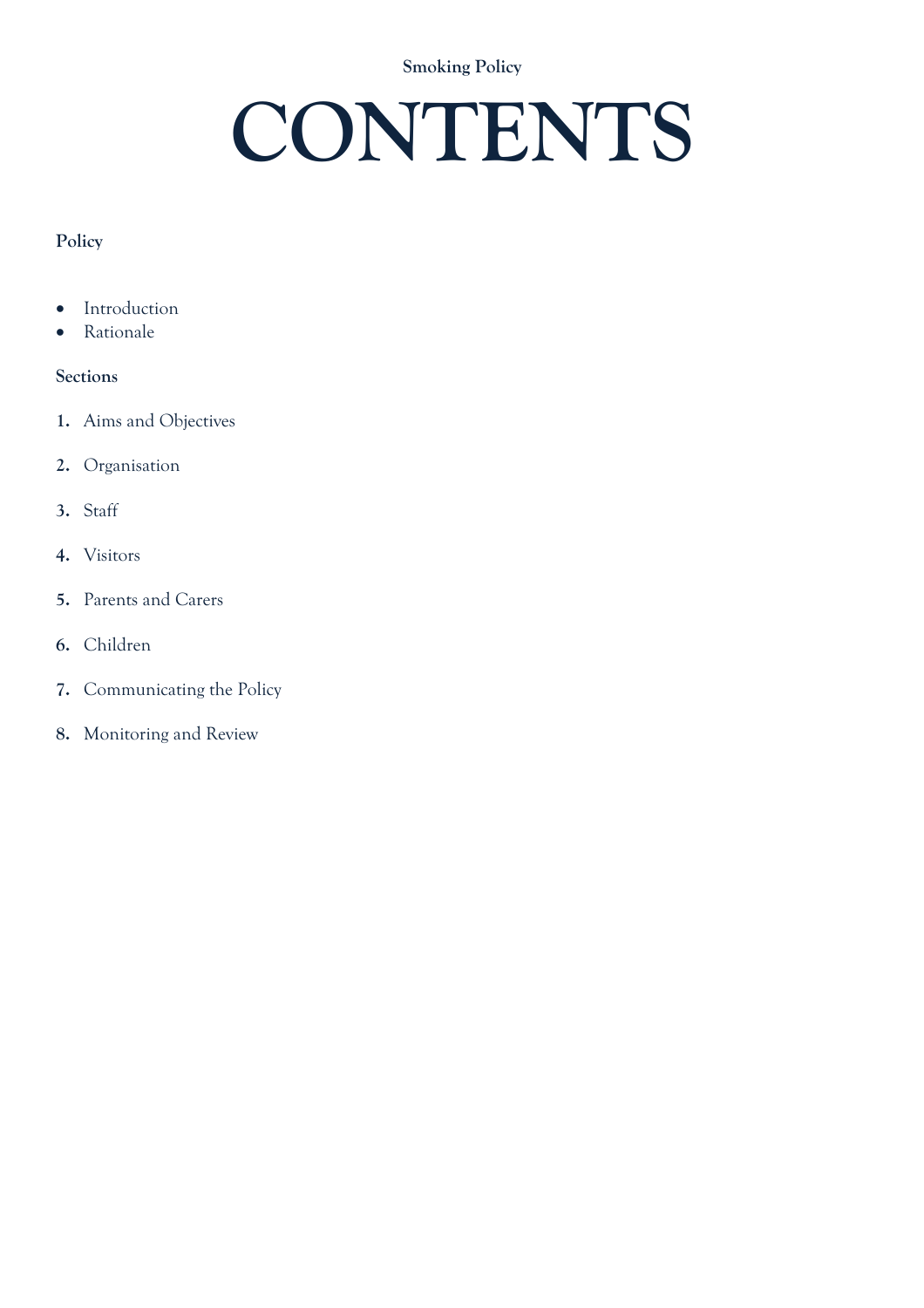# CONTENTS

**Policy**

- Introduction
- Rationale

**Sections**

1. Aims and Objectives
2. Organisation
3. Staff
4. Visitors
5. Parents and Carers
6. Children
7. Communicating the Policy
8. Monitoring and Review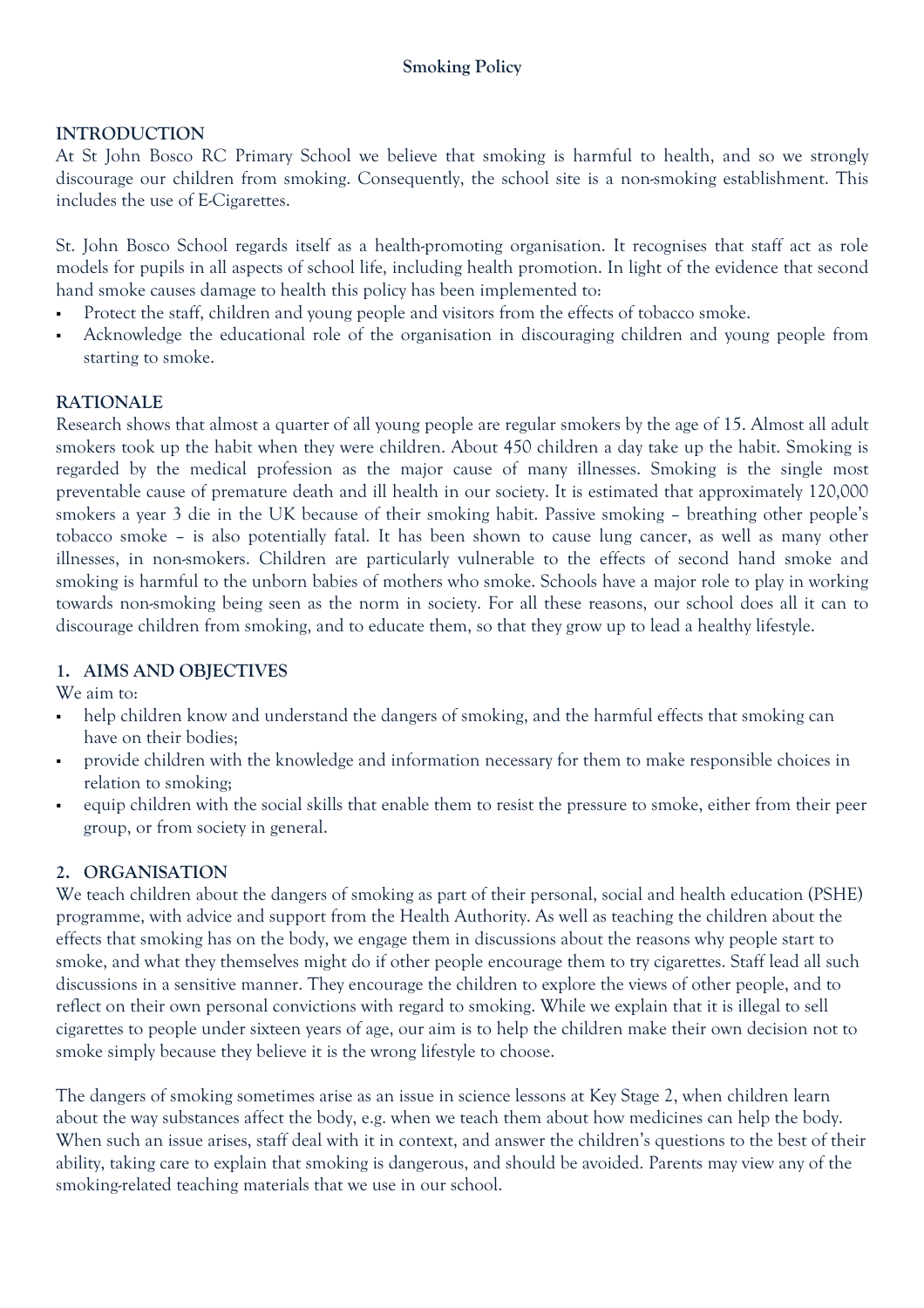**Smoking Policy**

## INTRODUCTION

At St John Bosco RC Primary School we believe that smoking is harmful to health, and so we strongly discourage our children from smoking. Consequently, the school site is a non-smoking establishment. This includes the use of E-Cigarettes.

St. John Bosco School regards itself as a health-promoting organisation. It recognises that staff act as role models for pupils in all aspects of school life, including health promotion. In light of the evidence that second hand smoke causes damage to health this policy has been implemented to:

- Protect the staff, children and young people and visitors from the effects of tobacco smoke.
- Acknowledge the educational role of the organisation in discouraging children and young people from starting to smoke.

## RATIONALE

Research shows that almost a quarter of all young people are regular smokers by the age of 15. Almost all adult smokers took up the habit when they were children. About 450 children a day take up the habit. Smoking is regarded by the medical profession as the major cause of many illnesses. Smoking is the single most preventable cause of premature death and ill health in our society. It is estimated that approximately 120,000 smokers a year 3 die in the UK because of their smoking habit. Passive smoking – breathing other people's tobacco smoke – is also potentially fatal. It has been shown to cause lung cancer, as well as many other illnesses, in non-smokers. Children are particularly vulnerable to the effects of second hand smoke and smoking is harmful to the unborn babies of mothers who smoke. Schools have a major role to play in working towards non-smoking being seen as the norm in society. For all these reasons, our school does all it can to discourage children from smoking, and to educate them, so that they grow up to lead a healthy lifestyle.

## 1. AIMS AND OBJECTIVES

We aim to:

- help children know and understand the dangers of smoking, and the harmful effects that smoking can have on their bodies;
- provide children with the knowledge and information necessary for them to make responsible choices in relation to smoking;
- equip children with the social skills that enable them to resist the pressure to smoke, either from their peer group, or from society in general.

## 2. ORGANISATION

We teach children about the dangers of smoking as part of their personal, social and health education (PSHE) programme, with advice and support from the Health Authority. As well as teaching the children about the effects that smoking has on the body, we engage them in discussions about the reasons why people start to smoke, and what they themselves might do if other people encourage them to try cigarettes. Staff lead all such discussions in a sensitive manner. They encourage the children to explore the views of other people, and to reflect on their own personal convictions with regard to smoking. While we explain that it is illegal to sell cigarettes to people under sixteen years of age, our aim is to help the children make their own decision not to smoke simply because they believe it is the wrong lifestyle to choose.

The dangers of smoking sometimes arise as an issue in science lessons at Key Stage 2, when children learn about the way substances affect the body, e.g. when we teach them about how medicines can help the body. When such an issue arises, staff deal with it in context, and answer the children's questions to the best of their ability, taking care to explain that smoking is dangerous, and should be avoided. Parents may view any of the smoking-related teaching materials that we use in our school.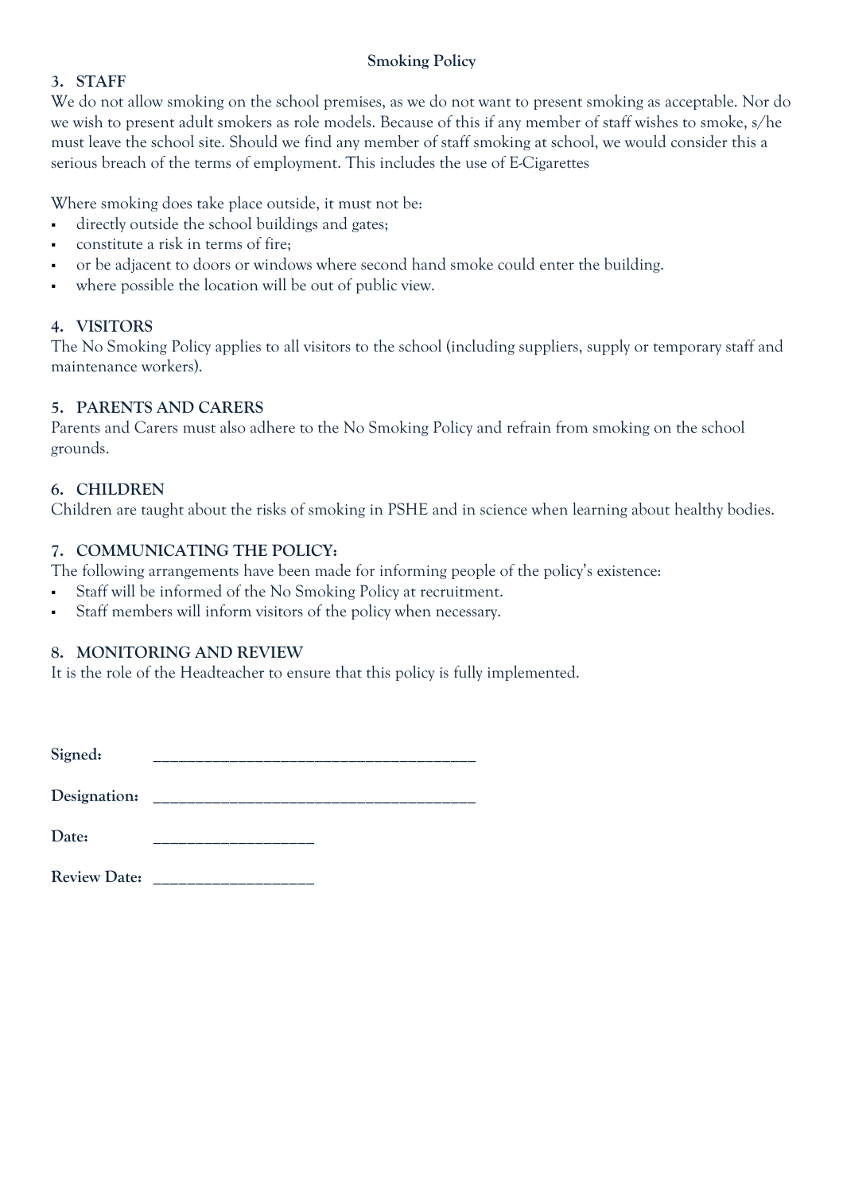**Smoking Policy**

## 3. STAFF

We do not allow smoking on the school premises, as we do not want to present smoking as acceptable. Nor do we wish to present adult smokers as role models. Because of this if any member of staff wishes to smoke, s/he must leave the school site. Should we find any member of staff smoking at school, we would consider this a serious breach of the terms of employment. This includes the use of E-Cigarettes

Where smoking does take place outside, it must not be:

- directly outside the school buildings and gates;
- constitute a risk in terms of fire;
- or be adjacent to doors or windows where second hand smoke could enter the building.
- where possible the location will be out of public view.

## 4. VISITORS

The No Smoking Policy applies to all visitors to the school (including suppliers, supply or temporary staff and maintenance workers).

## 5. PARENTS AND CARERS

Parents and Carers must also adhere to the No Smoking Policy and refrain from smoking on the school grounds.

## 6. CHILDREN

Children are taught about the risks of smoking in PSHE and in science when learning about healthy bodies.

## 7. COMMUNICATING THE POLICY:

The following arrangements have been made for informing people of the policy's existence:

- Staff will be informed of the No Smoking Policy at recruitment.
- Staff members will inform visitors of the policy when necessary.

## 8. MONITORING AND REVIEW

It is the role of the Headteacher to ensure that this policy is fully implemented.

**Signed:** ______________________________________

**Designation:** ______________________________________

**Date:** ___________________

**Review Date:** ___________________